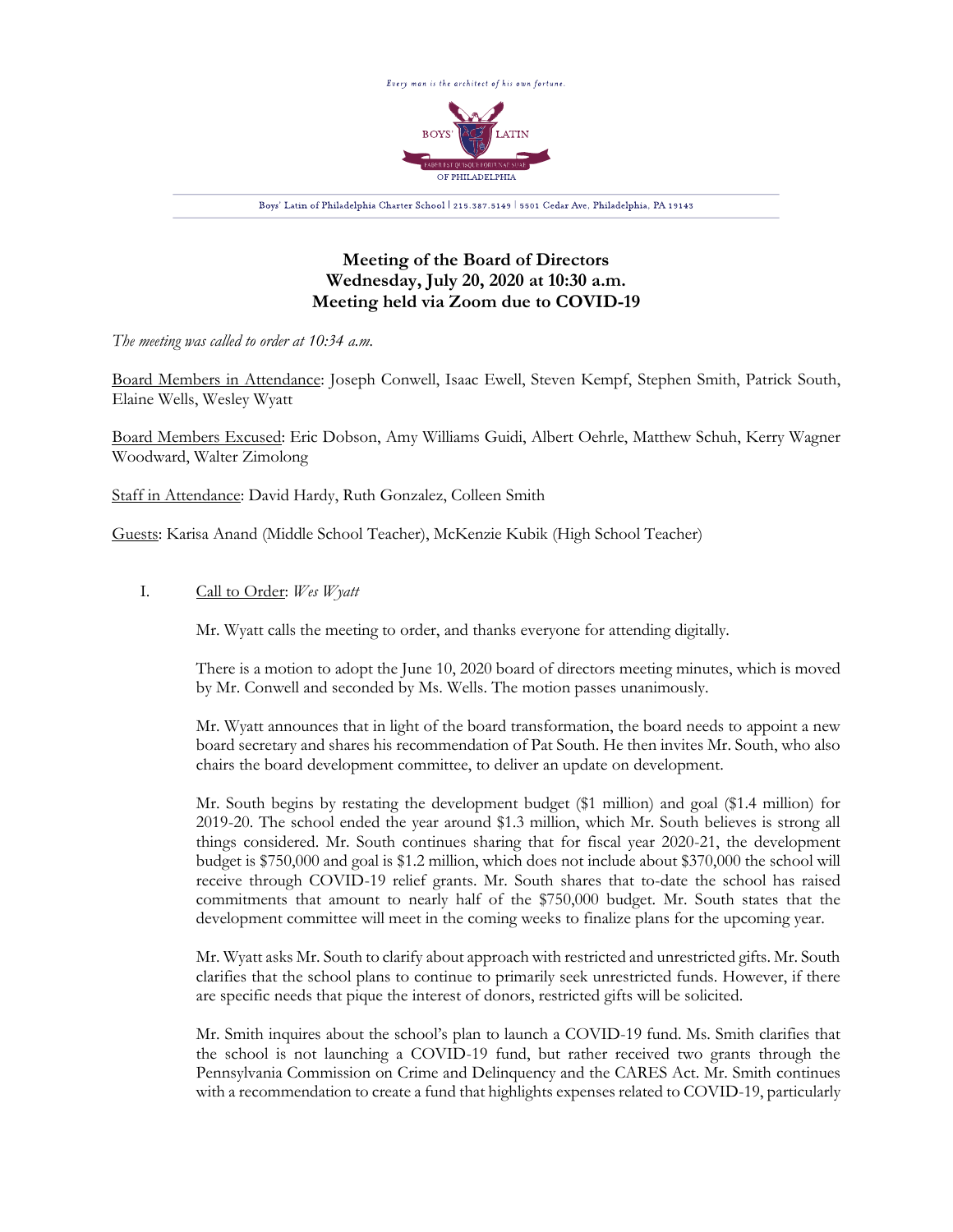# Meeting of the Board of Directors
## Wednesday, July 20, 2020 at 10:30 a.m.
## Meeting held via Zoom due to COVID-19

*The meeting was called to order at 10:34 a.m.*

Board Members in Attendance: Joseph Conwell, Isaac Ewell, Steven Kempf, Stephen Smith, Patrick South, Elaine Wells, Wesley Wyatt

Board Members Excused: Eric Dobson, Amy Williams Guidi, Albert Oehrle, Matthew Schuh, Kerry Wagner Woodward, Walter Zimolong

Staff in Attendance: David Hardy, Ruth Gonzalez, Colleen Smith

Guests: Karisa Anand (Middle School Teacher), McKenzie Kubik (High School Teacher)

I. Call to Order: *Wes Wyatt*

Mr. Wyatt calls the meeting to order, and thanks everyone for attending digitally.

There is a motion to adopt the June 10, 2020 board of directors meeting minutes, which is moved by Mr. Conwell and seconded by Ms. Wells. The motion passes unanimously.

Mr. Wyatt announces that in light of the board transformation, the board needs to appoint a new board secretary and shares his recommendation of Pat South. He then invites Mr. South, who also chairs the board development committee, to deliver an update on development.

Mr. South begins by restating the development budget ($1 million) and goal ($1.4 million) for 2019-20. The school ended the year around $1.3 million, which Mr. South believes is strong all things considered. Mr. South continues sharing that for fiscal year 2020-21, the development budget is $750,000 and goal is $1.2 million, which does not include about $370,000 the school will receive through COVID-19 relief grants. Mr. South shares that to-date the school has raised commitments that amount to nearly half of the $750,000 budget. Mr. South states that the development committee will meet in the coming weeks to finalize plans for the upcoming year.

Mr. Wyatt asks Mr. South to clarify about approach with restricted and unrestricted gifts. Mr. South clarifies that the school plans to continue to primarily seek unrestricted funds. However, if there are specific needs that pique the interest of donors, restricted gifts will be solicited.

Mr. Smith inquires about the school's plan to launch a COVID-19 fund. Ms. Smith clarifies that the school is not launching a COVID-19 fund, but rather received two grants through the Pennsylvania Commission on Crime and Delinquency and the CARES Act. Mr. Smith continues with a recommendation to create a fund that highlights expenses related to COVID-19, particularly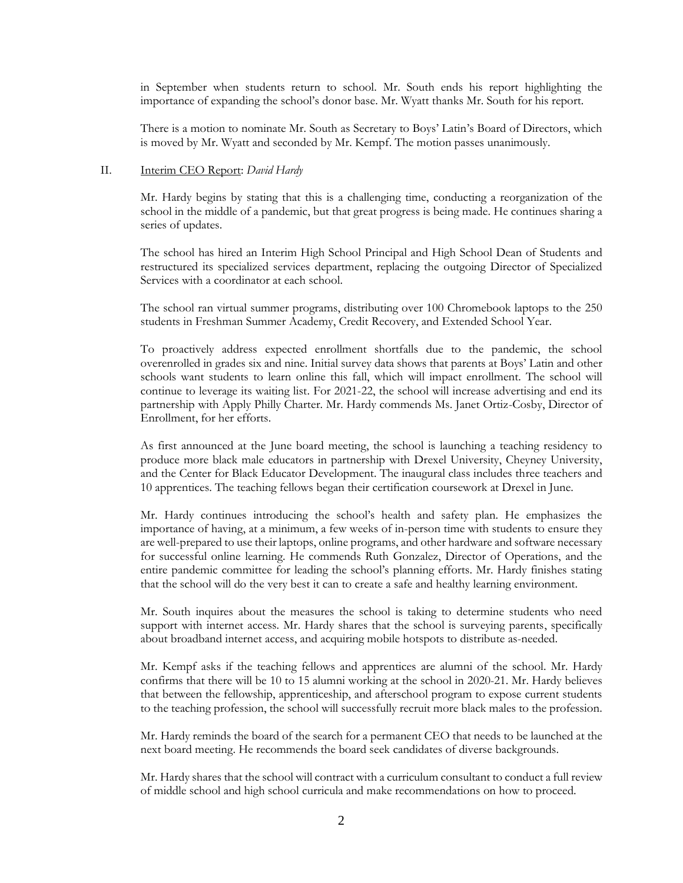in September when students return to school. Mr. South ends his report highlighting the importance of expanding the school's donor base. Mr. Wyatt thanks Mr. South for his report.

There is a motion to nominate Mr. South as Secretary to Boys' Latin's Board of Directors, which is moved by Mr. Wyatt and seconded by Mr. Kempf. The motion passes unanimously.

II. Interim CEO Report: *David Hardy*

Mr. Hardy begins by stating that this is a challenging time, conducting a reorganization of the school in the middle of a pandemic, but that great progress is being made. He continues sharing a series of updates.

The school has hired an Interim High School Principal and High School Dean of Students and restructured its specialized services department, replacing the outgoing Director of Specialized Services with a coordinator at each school.

The school ran virtual summer programs, distributing over 100 Chromebook laptops to the 250 students in Freshman Summer Academy, Credit Recovery, and Extended School Year.

To proactively address expected enrollment shortfalls due to the pandemic, the school overenrolled in grades six and nine. Initial survey data shows that parents at Boys' Latin and other schools want students to learn online this fall, which will impact enrollment. The school will continue to leverage its waiting list. For 2021-22, the school will increase advertising and end its partnership with Apply Philly Charter. Mr. Hardy commends Ms. Janet Ortiz-Cosby, Director of Enrollment, for her efforts.

As first announced at the June board meeting, the school is launching a teaching residency to produce more black male educators in partnership with Drexel University, Cheyney University, and the Center for Black Educator Development. The inaugural class includes three teachers and 10 apprentices. The teaching fellows began their certification coursework at Drexel in June.

Mr. Hardy continues introducing the school's health and safety plan. He emphasizes the importance of having, at a minimum, a few weeks of in-person time with students to ensure they are well-prepared to use their laptops, online programs, and other hardware and software necessary for successful online learning. He commends Ruth Gonzalez, Director of Operations, and the entire pandemic committee for leading the school's planning efforts. Mr. Hardy finishes stating that the school will do the very best it can to create a safe and healthy learning environment.

Mr. South inquires about the measures the school is taking to determine students who need support with internet access. Mr. Hardy shares that the school is surveying parents, specifically about broadband internet access, and acquiring mobile hotspots to distribute as-needed.

Mr. Kempf asks if the teaching fellows and apprentices are alumni of the school. Mr. Hardy confirms that there will be 10 to 15 alumni working at the school in 2020-21. Mr. Hardy believes that between the fellowship, apprenticeship, and afterschool program to expose current students to the teaching profession, the school will successfully recruit more black males to the profession.

Mr. Hardy reminds the board of the search for a permanent CEO that needs to be launched at the next board meeting. He recommends the board seek candidates of diverse backgrounds.

Mr. Hardy shares that the school will contract with a curriculum consultant to conduct a full review of middle school and high school curricula and make recommendations on how to proceed.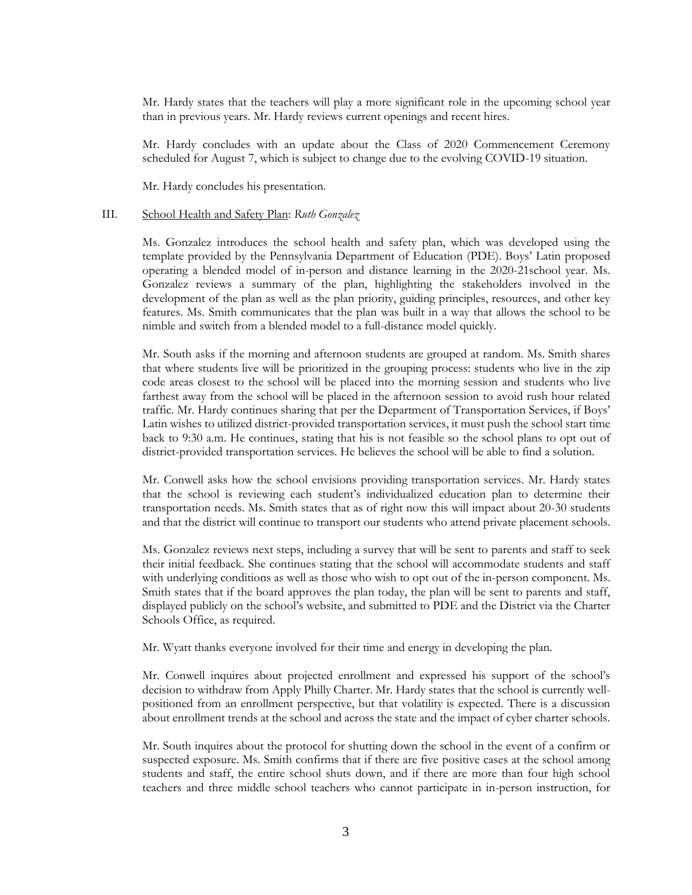Mr. Hardy states that the teachers will play a more significant role in the upcoming school year than in previous years. Mr. Hardy reviews current openings and recent hires.

Mr. Hardy concludes with an update about the Class of 2020 Commencement Ceremony scheduled for August 7, which is subject to change due to the evolving COVID-19 situation.

Mr. Hardy concludes his presentation.

III. <u>School Health and Safety Plan</u>: *Ruth Gonzalez*

Ms. Gonzalez introduces the school health and safety plan, which was developed using the template provided by the Pennsylvania Department of Education (PDE). Boys' Latin proposed operating a blended model of in-person and distance learning in the 2020-21school year. Ms. Gonzalez reviews a summary of the plan, highlighting the stakeholders involved in the development of the plan as well as the plan priority, guiding principles, resources, and other key features. Ms. Smith communicates that the plan was built in a way that allows the school to be nimble and switch from a blended model to a full-distance model quickly.

Mr. South asks if the morning and afternoon students are grouped at random. Ms. Smith shares that where students live will be prioritized in the grouping process: students who live in the zip code areas closest to the school will be placed into the morning session and students who live farthest away from the school will be placed in the afternoon session to avoid rush hour related traffic. Mr. Hardy continues sharing that per the Department of Transportation Services, if Boys' Latin wishes to utilized district-provided transportation services, it must push the school start time back to 9:30 a.m. He continues, stating that his is not feasible so the school plans to opt out of district-provided transportation services. He believes the school will be able to find a solution.

Mr. Conwell asks how the school envisions providing transportation services. Mr. Hardy states that the school is reviewing each student's individualized education plan to determine their transportation needs. Ms. Smith states that as of right now this will impact about 20-30 students and that the district will continue to transport our students who attend private placement schools.

Ms. Gonzalez reviews next steps, including a survey that will be sent to parents and staff to seek their initial feedback. She continues stating that the school will accommodate students and staff with underlying conditions as well as those who wish to opt out of the in-person component. Ms. Smith states that if the board approves the plan today, the plan will be sent to parents and staff, displayed publicly on the school's website, and submitted to PDE and the District via the Charter Schools Office, as required.

Mr. Wyatt thanks everyone involved for their time and energy in developing the plan.

Mr. Conwell inquires about projected enrollment and expressed his support of the school's decision to withdraw from Apply Philly Charter. Mr. Hardy states that the school is currently well-positioned from an enrollment perspective, but that volatility is expected. There is a discussion about enrollment trends at the school and across the state and the impact of cyber charter schools.

Mr. South inquires about the protocol for shutting down the school in the event of a confirm or suspected exposure. Ms. Smith confirms that if there are five positive cases at the school among students and staff, the entire school shuts down, and if there are more than four high school teachers and three middle school teachers who cannot participate in in-person instruction, for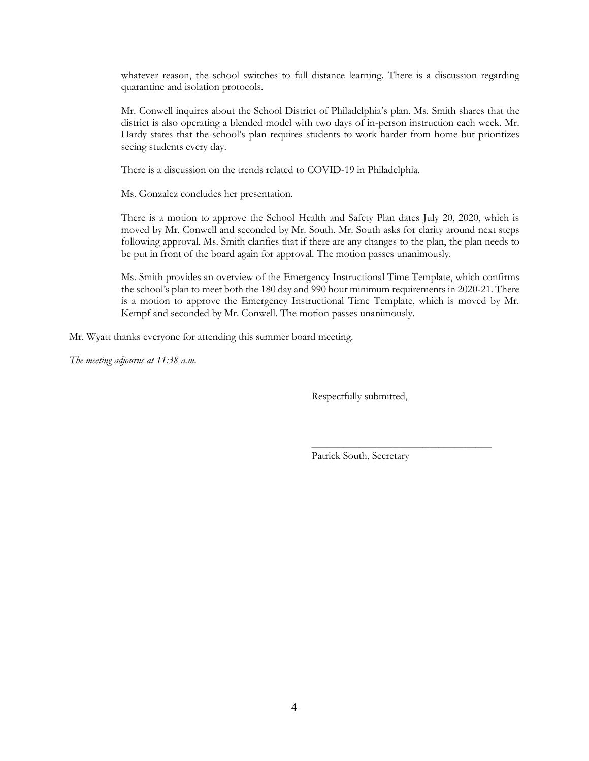whatever reason, the school switches to full distance learning. There is a discussion regarding quarantine and isolation protocols.

Mr. Conwell inquires about the School District of Philadelphia's plan. Ms. Smith shares that the district is also operating a blended model with two days of in-person instruction each week. Mr. Hardy states that the school's plan requires students to work harder from home but prioritizes seeing students every day.

There is a discussion on the trends related to COVID-19 in Philadelphia.

Ms. Gonzalez concludes her presentation.

There is a motion to approve the School Health and Safety Plan dates July 20, 2020, which is moved by Mr. Conwell and seconded by Mr. South. Mr. South asks for clarity around next steps following approval. Ms. Smith clarifies that if there are any changes to the plan, the plan needs to be put in front of the board again for approval. The motion passes unanimously.

Ms. Smith provides an overview of the Emergency Instructional Time Template, which confirms the school's plan to meet both the 180 day and 990 hour minimum requirements in 2020-21. There is a motion to approve the Emergency Instructional Time Template, which is moved by Mr. Kempf and seconded by Mr. Conwell. The motion passes unanimously.

Mr. Wyatt thanks everyone for attending this summer board meeting.

*The meeting adjourns at 11:38 a.m.*

Respectfully submitted,

___________________________________

Patrick South, Secretary